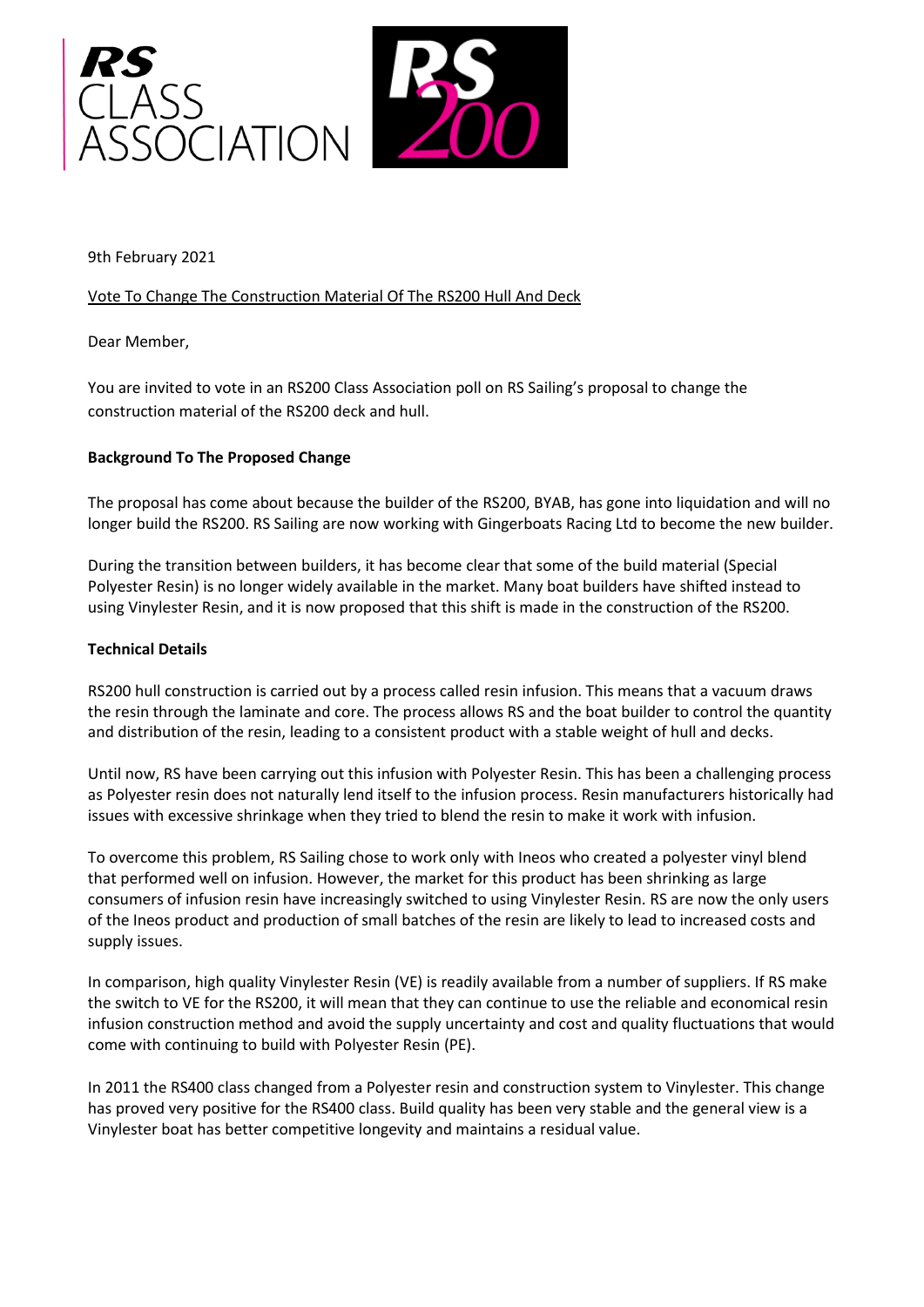RS CLASS ASSOCIATION

RS 200

9th February 2021

Vote To Change The Construction Material Of The RS200 Hull And Deck

Dear Member,

You are invited to vote in an RS200 Class Association poll on RS Sailing's proposal to change the construction material of the RS200 deck and hull.

**Background To The Proposed Change**

The proposal has come about because the builder of the RS200, BYAB, has gone into liquidation and will no longer build the RS200. RS Sailing are now working with Gingerboats Racing Ltd to become the new builder.

During the transition between builders, it has become clear that some of the build material (Special Polyester Resin) is no longer widely available in the market. Many boat builders have shifted instead to using Vinylester Resin, and it is now proposed that this shift is made in the construction of the RS200.

**Technical Details**

RS200 hull construction is carried out by a process called resin infusion. This means that a vacuum draws the resin through the laminate and core. The process allows RS and the boat builder to control the quantity and distribution of the resin, leading to a consistent product with a stable weight of hull and decks.

Until now, RS have been carrying out this infusion with Polyester Resin. This has been a challenging process as Polyester resin does not naturally lend itself to the infusion process. Resin manufacturers historically had issues with excessive shrinkage when they tried to blend the resin to make it work with infusion.

To overcome this problem, RS Sailing chose to work only with Ineos who created a polyester vinyl blend that performed well on infusion. However, the market for this product has been shrinking as large consumers of infusion resin have increasingly switched to using Vinylester Resin. RS are now the only users of the Ineos product and production of small batches of the resin are likely to lead to increased costs and supply issues.

In comparison, high quality Vinylester Resin (VE) is readily available from a number of suppliers. If RS make the switch to VE for the RS200, it will mean that they can continue to use the reliable and economical resin infusion construction method and avoid the supply uncertainty and cost and quality fluctuations that would come with continuing to build with Polyester Resin (PE).

In 2011 the RS400 class changed from a Polyester resin and construction system to Vinylester. This change has proved very positive for the RS400 class. Build quality has been very stable and the general view is a Vinylester boat has better competitive longevity and maintains a residual value.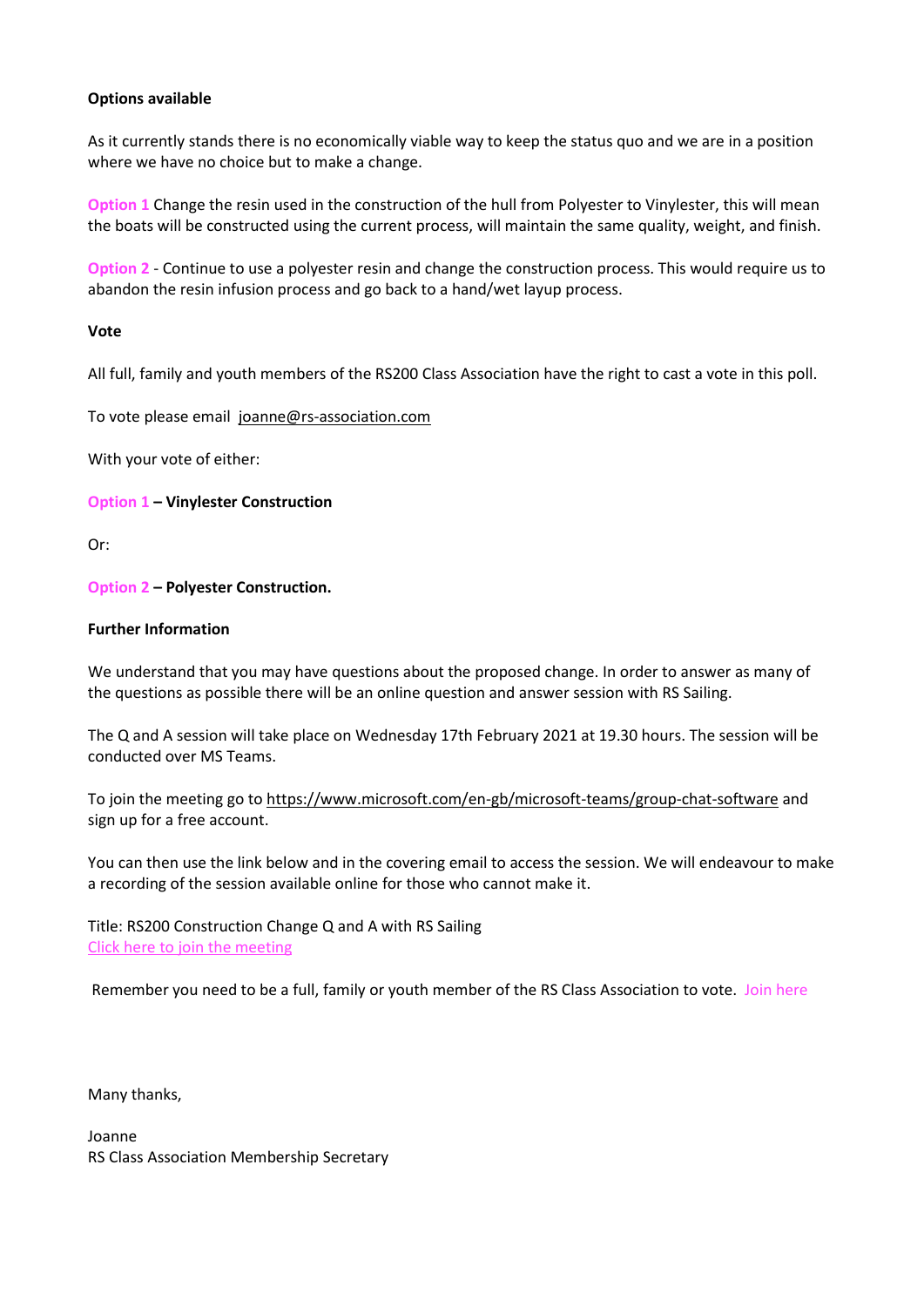**Options available**

As it currently stands there is no economically viable way to keep the status quo and we are in a position where we have no choice but to make a change.

**Option 1** Change the resin used in the construction of the hull from Polyester to Vinylester, this will mean the boats will be constructed using the current process, will maintain the same quality, weight, and finish.

**Option 2** - Continue to use a polyester resin and change the construction process. This would require us to abandon the resin infusion process and go back to a hand/wet layup process.

**Vote**

All full, family and youth members of the RS200 Class Association have the right to cast a vote in this poll.

To vote please email joanne@rs-association.com

With your vote of either:

**Option 1 – Vinylester Construction**

Or:

**Option 2 – Polyester Construction.**

**Further Information**

We understand that you may have questions about the proposed change. In order to answer as many of the questions as possible there will be an online question and answer session with RS Sailing.

The Q and A session will take place on Wednesday 17th February 2021 at 19.30 hours. The session will be conducted over MS Teams.

To join the meeting go to https://www.microsoft.com/en-gb/microsoft-teams/group-chat-software and sign up for a free account.

You can then use the link below and in the covering email to access the session. We will endeavour to make a recording of the session available online for those who cannot make it.

Title: RS200 Construction Change Q and A with RS Sailing
Click here to join the meeting

Remember you need to be a full, family or youth member of the RS Class Association to vote. Join here

Many thanks,

Joanne
RS Class Association Membership Secretary